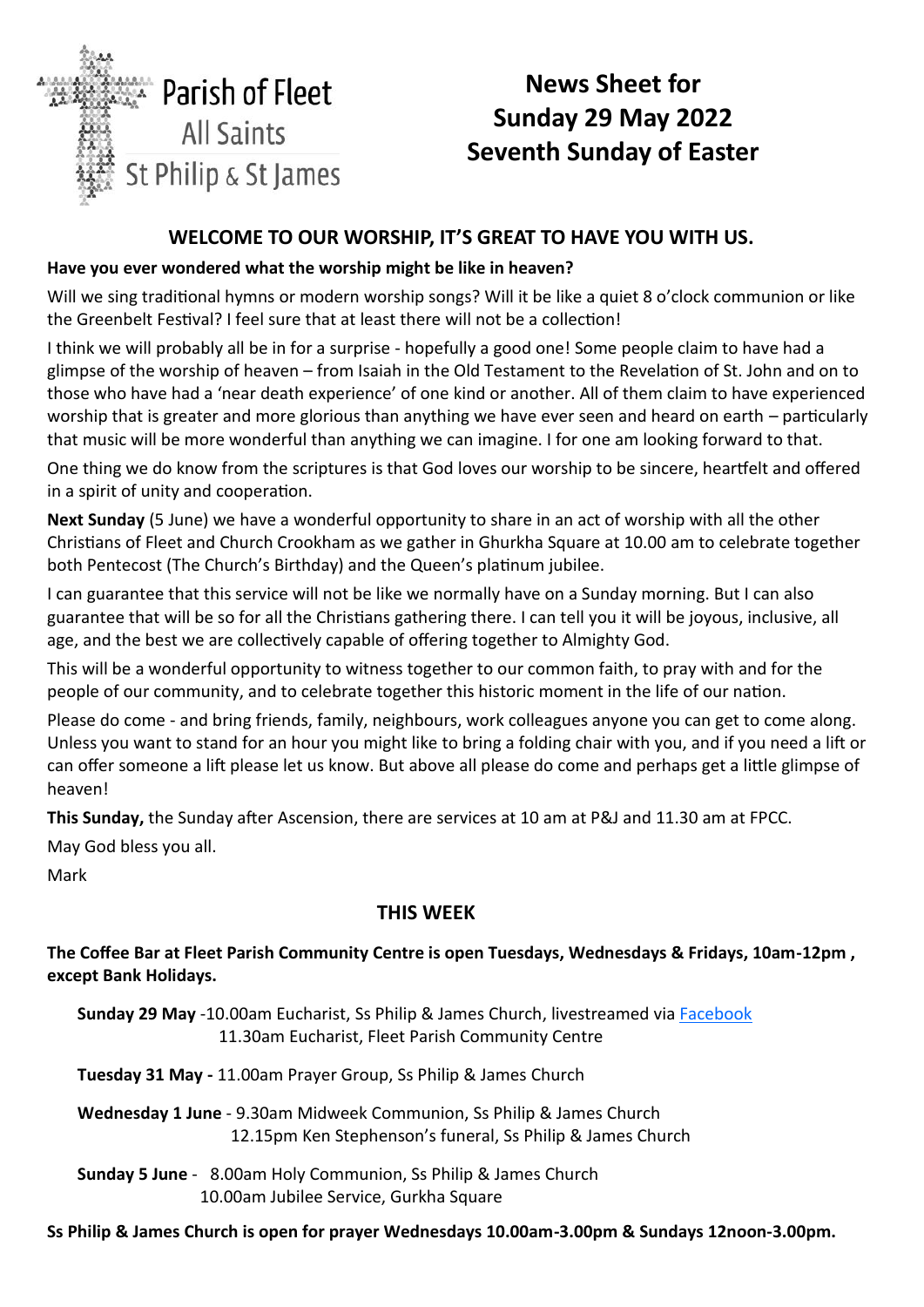Parish of Fleet
All Saints
St Philip & St James

# News Sheet for Sunday 29 May 2022 Seventh Sunday of Easter

## WELCOME TO OUR WORSHIP, IT'S GREAT TO HAVE YOU WITH US.

**Have you ever wondered what the worship might be like in heaven?**

Will we sing traditional hymns or modern worship songs? Will it be like a quiet 8 o'clock communion or like the Greenbelt Festival? I feel sure that at least there will not be a collection!

I think we will probably all be in for a surprise - hopefully a good one! Some people claim to have had a glimpse of the worship of heaven – from Isaiah in the Old Testament to the Revelation of St. John and on to those who have had a 'near death experience' of one kind or another. All of them claim to have experienced worship that is greater and more glorious than anything we have ever seen and heard on earth – particularly that music will be more wonderful than anything we can imagine. I for one am looking forward to that.

One thing we do know from the scriptures is that God loves our worship to be sincere, heartfelt and offered in a spirit of unity and cooperation.

**Next Sunday** (5 June) we have a wonderful opportunity to share in an act of worship with all the other Christians of Fleet and Church Crookham as we gather in Ghurkha Square at 10.00 am to celebrate together both Pentecost (The Church's Birthday) and the Queen's platinum jubilee.

I can guarantee that this service will not be like we normally have on a Sunday morning. But I can also guarantee that will be so for all the Christians gathering there. I can tell you it will be joyous, inclusive, all age, and the best we are collectively capable of offering together to Almighty God.

This will be a wonderful opportunity to witness together to our common faith, to pray with and for the people of our community, and to celebrate together this historic moment in the life of our nation.

Please do come - and bring friends, family, neighbours, work colleagues anyone you can get to come along. Unless you want to stand for an hour you might like to bring a folding chair with you, and if you need a lift or can offer someone a lift please let us know. But above all please do come and perhaps get a little glimpse of heaven!

**This Sunday,** the Sunday after Ascension, there are services at 10 am at P&J and 11.30 am at FPCC.

May God bless you all.

Mark

## THIS WEEK

**The Coffee Bar at Fleet Parish Community Centre is open Tuesdays, Wednesdays & Fridays, 10am-12pm , except Bank Holidays.**

**Sunday 29 May** -10.00am Eucharist, Ss Philip & James Church, livestreamed via Facebook
11.30am Eucharist, Fleet Parish Community Centre

**Tuesday 31 May -** 11.00am Prayer Group, Ss Philip & James Church

**Wednesday 1 June** - 9.30am Midweek Communion, Ss Philip & James Church
12.15pm Ken Stephenson's funeral, Ss Philip & James Church

**Sunday 5 June** - 8.00am Holy Communion, Ss Philip & James Church
10.00am Jubilee Service, Gurkha Square

**Ss Philip & James Church is open for prayer Wednesdays 10.00am-3.00pm & Sundays 12noon-3.00pm.**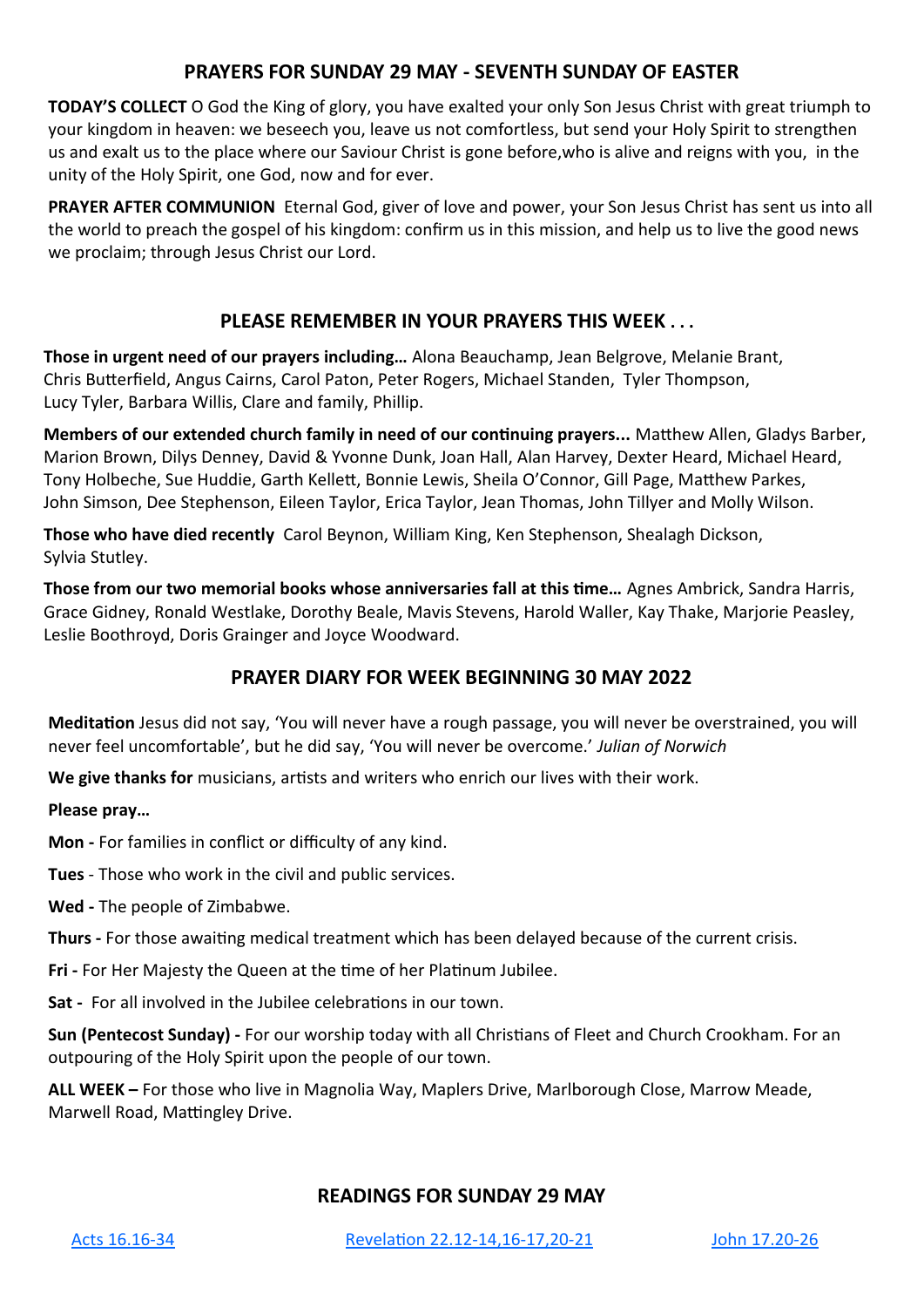## PRAYERS FOR SUNDAY 29 MAY - SEVENTH SUNDAY OF EASTER

**TODAY'S COLLECT** O God the King of glory, you have exalted your only Son Jesus Christ with great triumph to your kingdom in heaven: we beseech you, leave us not comfortless, but send your Holy Spirit to strengthen us and exalt us to the place where our Saviour Christ is gone before,who is alive and reigns with you, in the unity of the Holy Spirit, one God, now and for ever.

**PRAYER AFTER COMMUNION** Eternal God, giver of love and power, your Son Jesus Christ has sent us into all the world to preach the gospel of his kingdom: confirm us in this mission, and help us to live the good news we proclaim; through Jesus Christ our Lord.

## PLEASE REMEMBER IN YOUR PRAYERS THIS WEEK . . .

**Those in urgent need of our prayers including…** Alona Beauchamp, Jean Belgrove, Melanie Brant, Chris Butterfield, Angus Cairns, Carol Paton, Peter Rogers, Michael Standen, Tyler Thompson, Lucy Tyler, Barbara Willis, Clare and family, Phillip.

**Members of our extended church family in need of our continuing prayers...** Matthew Allen, Gladys Barber, Marion Brown, Dilys Denney, David & Yvonne Dunk, Joan Hall, Alan Harvey, Dexter Heard, Michael Heard, Tony Holbeche, Sue Huddie, Garth Kellett, Bonnie Lewis, Sheila O'Connor, Gill Page, Matthew Parkes, John Simson, Dee Stephenson, Eileen Taylor, Erica Taylor, Jean Thomas, John Tillyer and Molly Wilson.

**Those who have died recently** Carol Beynon, William King, Ken Stephenson, Shealagh Dickson, Sylvia Stutley.

**Those from our two memorial books whose anniversaries fall at this time…** Agnes Ambrick, Sandra Harris, Grace Gidney, Ronald Westlake, Dorothy Beale, Mavis Stevens, Harold Waller, Kay Thake, Marjorie Peasley, Leslie Boothroyd, Doris Grainger and Joyce Woodward.

## PRAYER DIARY FOR WEEK BEGINNING 30 MAY 2022

**Meditation** Jesus did not say, 'You will never have a rough passage, you will never be overstrained, you will never feel uncomfortable', but he did say, 'You will never be overcome.' *Julian of Norwich*

**We give thanks for** musicians, artists and writers who enrich our lives with their work.

**Please pray…**

**Mon -** For families in conflict or difficulty of any kind.

**Tues** - Those who work in the civil and public services.

**Wed -** The people of Zimbabwe.

**Thurs -** For those awaiting medical treatment which has been delayed because of the current crisis.

**Fri -** For Her Majesty the Queen at the time of her Platinum Jubilee.

**Sat -** For all involved in the Jubilee celebrations in our town.

**Sun (Pentecost Sunday) -** For our worship today with all Christians of Fleet and Church Crookham. For an outpouring of the Holy Spirit upon the people of our town.

**ALL WEEK –** For those who live in Magnolia Way, Maplers Drive, Marlborough Close, Marrow Meade, Marwell Road, Mattingley Drive.

## READINGS FOR SUNDAY 29 MAY

Acts 16.16-34    Revelation 22.12-14,16-17,20-21    John 17.20-26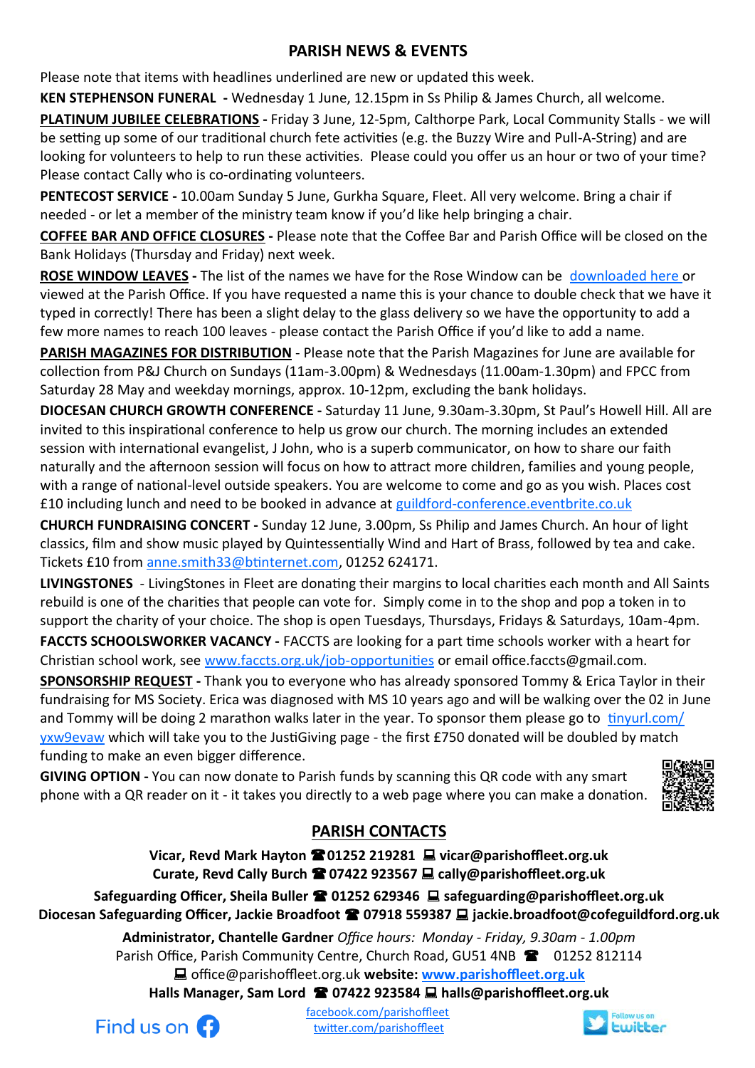## PARISH NEWS & EVENTS

Please note that items with headlines underlined are new or updated this week.

**KEN STEPHENSON FUNERAL -** Wednesday 1 June, 12.15pm in Ss Philip & James Church, all welcome.

**PLATINUM JUBILEE CELEBRATIONS -** Friday 3 June, 12-5pm, Calthorpe Park, Local Community Stalls - we will be setting up some of our traditional church fete activities (e.g. the Buzzy Wire and Pull-A-String) and are looking for volunteers to help to run these activities. Please could you offer us an hour or two of your time? Please contact Cally who is co-ordinating volunteers.

**PENTECOST SERVICE -** 10.00am Sunday 5 June, Gurkha Square, Fleet. All very welcome. Bring a chair if needed - or let a member of the ministry team know if you'd like help bringing a chair.

**COFFEE BAR AND OFFICE CLOSURES -** Please note that the Coffee Bar and Parish Office will be closed on the Bank Holidays (Thursday and Friday) next week.

**ROSE WINDOW LEAVES -** The list of the names we have for the Rose Window can be downloaded here or viewed at the Parish Office. If you have requested a name this is your chance to double check that we have it typed in correctly! There has been a slight delay to the glass delivery so we have the opportunity to add a few more names to reach 100 leaves - please contact the Parish Office if you'd like to add a name.

**PARISH MAGAZINES FOR DISTRIBUTION** - Please note that the Parish Magazines for June are available for collection from P&J Church on Sundays (11am-3.00pm) & Wednesdays (11.00am-1.30pm) and FPCC from Saturday 28 May and weekday mornings, approx. 10-12pm, excluding the bank holidays.

**DIOCESAN CHURCH GROWTH CONFERENCE -** Saturday 11 June, 9.30am-3.30pm, St Paul's Howell Hill. All are invited to this inspirational conference to help us grow our church. The morning includes an extended session with international evangelist, J John, who is a superb communicator, on how to share our faith naturally and the afternoon session will focus on how to attract more children, families and young people, with a range of national-level outside speakers. You are welcome to come and go as you wish. Places cost £10 including lunch and need to be booked in advance at guildford-conference.eventbrite.co.uk

**CHURCH FUNDRAISING CONCERT -** Sunday 12 June, 3.00pm, Ss Philip and James Church. An hour of light classics, film and show music played by Quintessentially Wind and Hart of Brass, followed by tea and cake. Tickets £10 from anne.smith33@btinternet.com, 01252 624171.

**LIVINGSTONES** - LivingStones in Fleet are donating their margins to local charities each month and All Saints rebuild is one of the charities that people can vote for. Simply come in to the shop and pop a token in to support the charity of your choice. The shop is open Tuesdays, Thursdays, Fridays & Saturdays, 10am-4pm.

**FACCTS SCHOOLSWORKER VACANCY -** FACCTS are looking for a part time schools worker with a heart for Christian school work, see www.faccts.org.uk/job-opportunities or email office.faccts@gmail.com.

**SPONSORSHIP REQUEST -** Thank you to everyone who has already sponsored Tommy & Erica Taylor in their fundraising for MS Society. Erica was diagnosed with MS 10 years ago and will be walking over the 02 in June and Tommy will be doing 2 marathon walks later in the year. To sponsor them please go to tinyurl.com/yxw9evaw which will take you to the JustiGiving page - the first £750 donated will be doubled by match funding to make an even bigger difference.

**GIVING OPTION -** You can now donate to Parish funds by scanning this QR code with any smart phone with a QR reader on it - it takes you directly to a web page where you can make a donation.

## PARISH CONTACTS

**Vicar, Revd Mark Hayton** ☎ **01252 219281** **vicar@parishoffleet.org.uk**
**Curate, Revd Cally Burch** ☎ **07422 923567** **cally@parishoffleet.org.uk**

**Safeguarding Officer, Sheila Buller** ☎ **01252 629346** **safeguarding@parishoffleet.org.uk**
**Diocesan Safeguarding Officer, Jackie Broadfoot** ☎ **07918 559387** **jackie.broadfoot@cofeguildford.org.uk**

**Administrator, Chantelle Gardner** *Office hours: Monday - Friday, 9.30am - 1.00pm*
Parish Office, Parish Community Centre, Church Road, GU51 4NB ☎ 01252 812114
office@parishoffleet.org.uk **website: www.parishoffleet.org.uk**
**Halls Manager, Sam Lord** ☎ **07422 923584** **halls@parishoffleet.org.uk**

Find us on facebook.com/parishoffleet twitter.com/parishoffleet Follow us on twitter